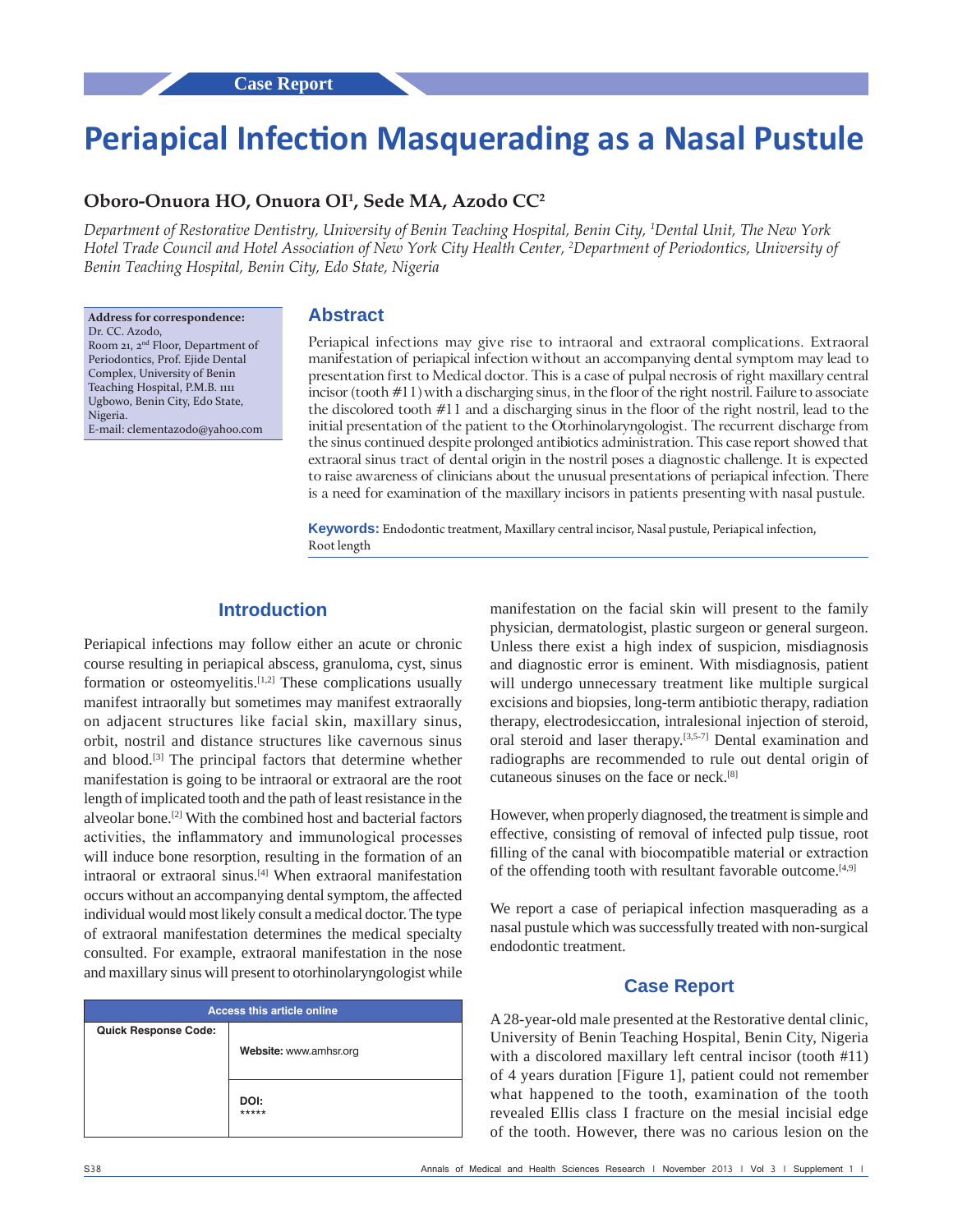Case Report

# Periapical Infection Masquerading as a Nasal Pustule

**Oboro-Onuora HO, Onuora OI[1], Sede MA, Azodo CC[2]**

*Department of Restorative Dentistry, University of Benin Teaching Hospital, Benin City, [1]Dental Unit, The New York Hotel Trade Council and Hotel Association of New York City Health Center, [2]Department of Periodontics, University of Benin Teaching Hospital, Benin City, Edo State, Nigeria*

**Address for correspondence:**
Dr. CC. Azodo,
Room 21, 2nd Floor, Department of Periodontics, Prof. Ejide Dental Complex, University of Benin Teaching Hospital, P.M.B. 1111 Ugbowo, Benin City, Edo State, Nigeria.
E-mail: clementazodo@yahoo.com

## Abstract

Periapical infections may give rise to intraoral and extraoral complications. Extraoral manifestation of periapical infection without an accompanying dental symptom may lead to presentation first to Medical doctor. This is a case of pulpal necrosis of right maxillary central incisor (tooth #11) with a discharging sinus, in the floor of the right nostril. Failure to associate the discolored tooth #11 and a discharging sinus in the floor of the right nostril, lead to the initial presentation of the patient to the Otorhinolaryngologist. The recurrent discharge from the sinus continued despite prolonged antibiotics administration. This case report showed that extraoral sinus tract of dental origin in the nostril poses a diagnostic challenge. It is expected to raise awareness of clinicians about the unusual presentations of periapical infection. There is a need for examination of the maxillary incisors in patients presenting with nasal pustule.

**Keywords:** Endodontic treatment, Maxillary central incisor, Nasal pustule, Periapical infection, Root length

## Introduction

Periapical infections may follow either an acute or chronic course resulting in periapical abscess, granuloma, cyst, sinus formation or osteomyelitis.[1,2] These complications usually manifest intraorally but sometimes may manifest extraorally on adjacent structures like facial skin, maxillary sinus, orbit, nostril and distance structures like cavernous sinus and blood.[3] The principal factors that determine whether manifestation is going to be intraoral or extraoral are the root length of implicated tooth and the path of least resistance in the alveolar bone.[2] With the combined host and bacterial factors activities, the inflammatory and immunological processes will induce bone resorption, resulting in the formation of an intraoral or extraoral sinus.[4] When extraoral manifestation occurs without an accompanying dental symptom, the affected individual would most likely consult a medical doctor. The type of extraoral manifestation determines the medical specialty consulted. For example, extraoral manifestation in the nose and maxillary sinus will present to otorhinolaryngologist while manifestation on the facial skin will present to the family physician, dermatologist, plastic surgeon or general surgeon. Unless there exist a high index of suspicion, misdiagnosis and diagnostic error is eminent. With misdiagnosis, patient will undergo unnecessary treatment like multiple surgical excisions and biopsies, long-term antibiotic therapy, radiation therapy, electrodesiccation, intralesional injection of steroid, oral steroid and laser therapy.[3,5-7] Dental examination and radiographs are recommended to rule out dental origin of cutaneous sinuses on the face or neck.[8]

However, when properly diagnosed, the treatment is simple and effective, consisting of removal of infected pulp tissue, root filling of the canal with biocompatible material or extraction of the offending tooth with resultant favorable outcome.[4,9]

We report a case of periapical infection masquerading as a nasal pustule which was successfully treated with non-surgical endodontic treatment.

| Access this article online | |
|---|---|
| Quick Response Code: | Website: www.amhsr.org |
| | DOI: ***** |

## Case Report

A 28-year-old male presented at the Restorative dental clinic, University of Benin Teaching Hospital, Benin City, Nigeria with a discolored maxillary left central incisor (tooth #11) of 4 years duration [Figure 1], patient could not remember what happened to the tooth, examination of the tooth revealed Ellis class I fracture on the mesial incisial edge of the tooth. However, there was no carious lesion on the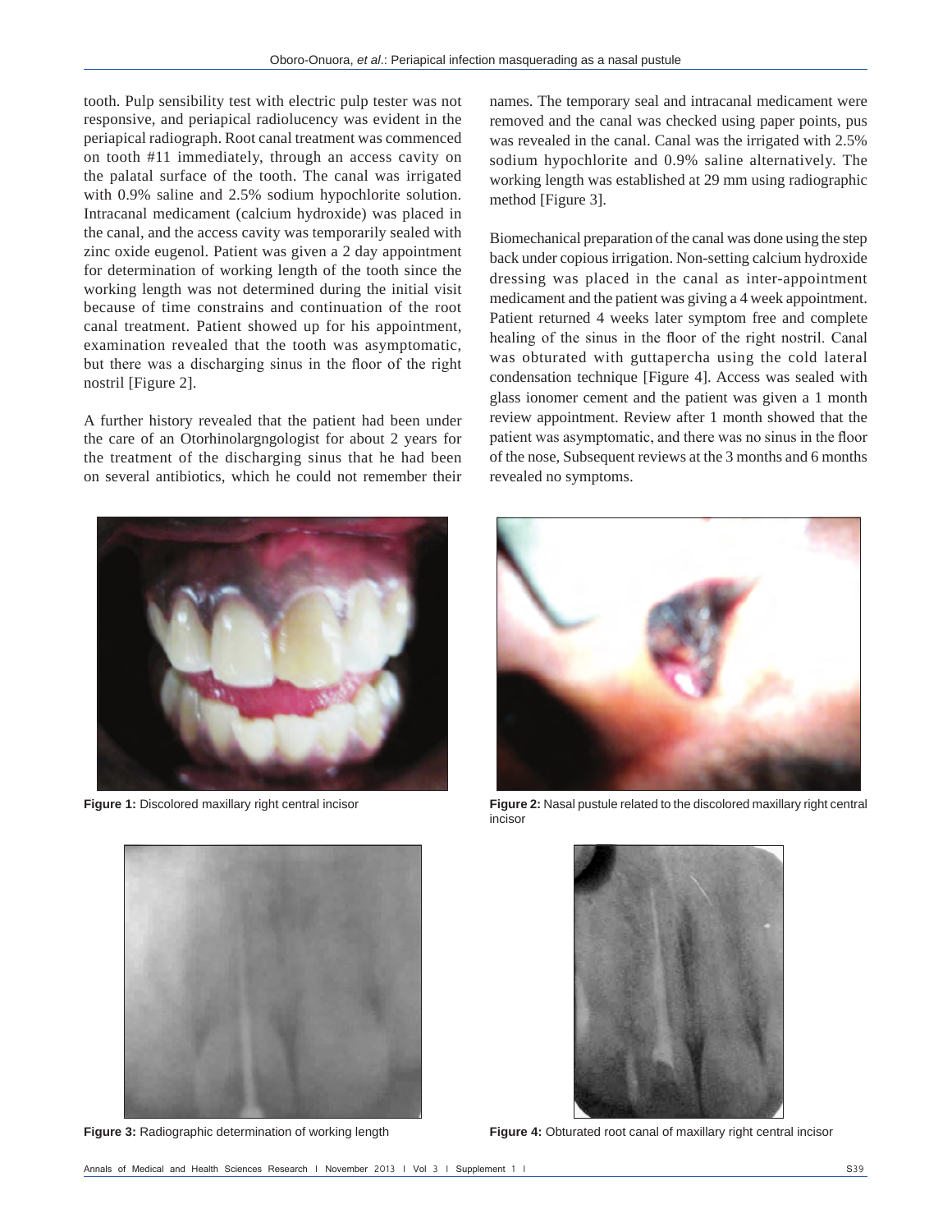tooth. Pulp sensibility test with electric pulp tester was not responsive, and periapical radiolucency was evident in the periapical radiograph. Root canal treatment was commenced on tooth #11 immediately, through an access cavity on the palatal surface of the tooth. The canal was irrigated with 0.9% saline and 2.5% sodium hypochlorite solution. Intracanal medicament (calcium hydroxide) was placed in the canal, and the access cavity was temporarily sealed with zinc oxide eugenol. Patient was given a 2 day appointment for determination of working length of the tooth since the working length was not determined during the initial visit because of time constrains and continuation of the root canal treatment. Patient showed up for his appointment, examination revealed that the tooth was asymptomatic, but there was a discharging sinus in the floor of the right nostril [Figure 2].

A further history revealed that the patient had been under the care of an Otorhinolargngologist for about 2 years for the treatment of the discharging sinus that he had been on several antibiotics, which he could not remember their names. The temporary seal and intracanal medicament were removed and the canal was checked using paper points, pus was revealed in the canal. Canal was the irrigated with 2.5% sodium hypochlorite and 0.9% saline alternatively. The working length was established at 29 mm using radiographic method [Figure 3].

Biomechanical preparation of the canal was done using the step back under copious irrigation. Non-setting calcium hydroxide dressing was placed in the canal as inter-appointment medicament and the patient was giving a 4 week appointment. Patient returned 4 weeks later symptom free and complete healing of the sinus in the floor of the right nostril. Canal was obturated with guttapercha using the cold lateral condensation technique [Figure 4]. Access was sealed with glass ionomer cement and the patient was given a 1 month review appointment. Review after 1 month showed that the patient was asymptomatic, and there was no sinus in the floor of the nose, Subsequent reviews at the 3 months and 6 months revealed no symptoms.

**Figure 1:** Discolored maxillary right central incisor

**Figure 2:** Nasal pustule related to the discolored maxillary right central incisor

**Figure 3:** Radiographic determination of working length

**Figure 4:** Obturated root canal of maxillary right central incisor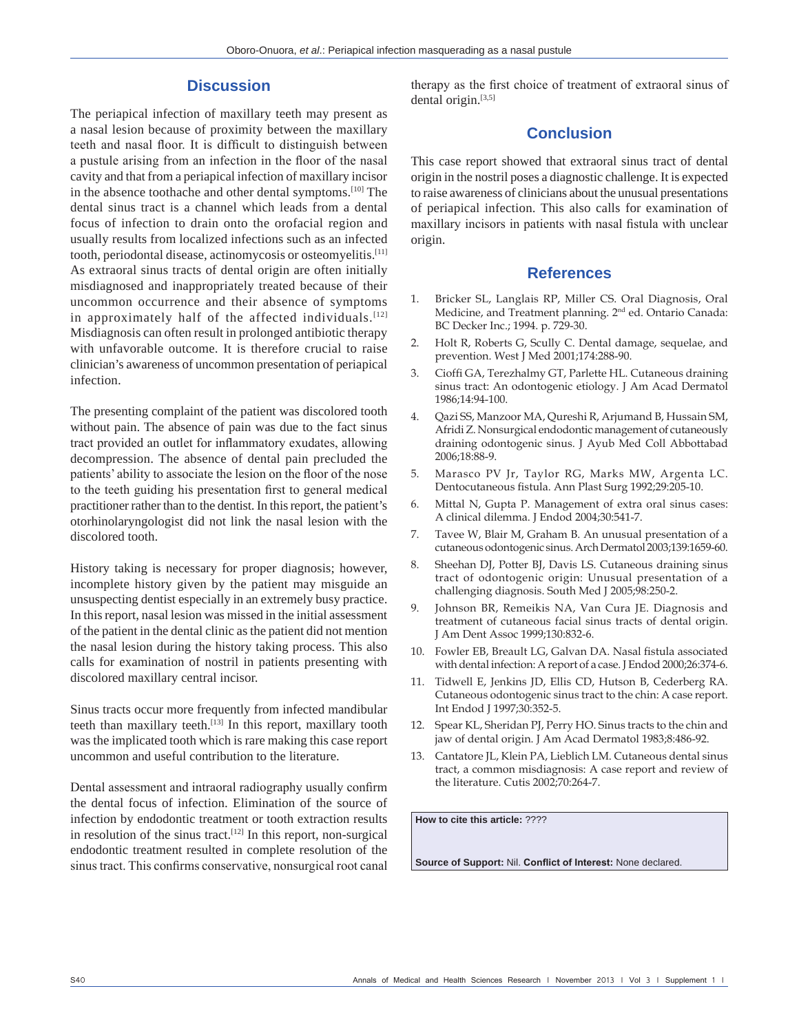## Discussion

The periapical infection of maxillary teeth may present as a nasal lesion because of proximity between the maxillary teeth and nasal floor. It is difficult to distinguish between a pustule arising from an infection in the floor of the nasal cavity and that from a periapical infection of maxillary incisor in the absence toothache and other dental symptoms.[10] The dental sinus tract is a channel which leads from a dental focus of infection to drain onto the orofacial region and usually results from localized infections such as an infected tooth, periodontal disease, actinomycosis or osteomyelitis.[11] As extraoral sinus tracts of dental origin are often initially misdiagnosed and inappropriately treated because of their uncommon occurrence and their absence of symptoms in approximately half of the affected individuals.[12] Misdiagnosis can often result in prolonged antibiotic therapy with unfavorable outcome. It is therefore crucial to raise clinician's awareness of uncommon presentation of periapical infection.

The presenting complaint of the patient was discolored tooth without pain. The absence of pain was due to the fact sinus tract provided an outlet for inflammatory exudates, allowing decompression. The absence of dental pain precluded the patients' ability to associate the lesion on the floor of the nose to the teeth guiding his presentation first to general medical practitioner rather than to the dentist. In this report, the patient's otorhinolaryngologist did not link the nasal lesion with the discolored tooth.

History taking is necessary for proper diagnosis; however, incomplete history given by the patient may misguide an unsuspecting dentist especially in an extremely busy practice. In this report, nasal lesion was missed in the initial assessment of the patient in the dental clinic as the patient did not mention the nasal lesion during the history taking process. This also calls for examination of nostril in patients presenting with discolored maxillary central incisor.

Sinus tracts occur more frequently from infected mandibular teeth than maxillary teeth.[13] In this report, maxillary tooth was the implicated tooth which is rare making this case report uncommon and useful contribution to the literature.

Dental assessment and intraoral radiography usually confirm the dental focus of infection. Elimination of the source of infection by endodontic treatment or tooth extraction results in resolution of the sinus tract.[12] In this report, non-surgical endodontic treatment resulted in complete resolution of the sinus tract. This confirms conservative, nonsurgical root canal therapy as the first choice of treatment of extraoral sinus of dental origin.[3,5]

## Conclusion

This case report showed that extraoral sinus tract of dental origin in the nostril poses a diagnostic challenge. It is expected to raise awareness of clinicians about the unusual presentations of periapical infection. This also calls for examination of maxillary incisors in patients with nasal fistula with unclear origin.

## References

1. Bricker SL, Langlais RP, Miller CS. Oral Diagnosis, Oral Medicine, and Treatment planning. 2nd ed. Ontario Canada: BC Decker Inc.; 1994. p. 729-30.
2. Holt R, Roberts G, Scully C. Dental damage, sequelae, and prevention. West J Med 2001;174:288-90.
3. Cioffi GA, Terezhalmy GT, Parlette HL. Cutaneous draining sinus tract: An odontogenic etiology. J Am Acad Dermatol 1986;14:94-100.
4. Qazi SS, Manzoor MA, Qureshi R, Arjumand B, Hussain SM, Afridi Z. Nonsurgical endodontic management of cutaneously draining odontogenic sinus. J Ayub Med Coll Abbottabad 2006;18:88-9.
5. Marasco PV Jr, Taylor RG, Marks MW, Argenta LC. Dentocutaneous fistula. Ann Plast Surg 1992;29:205-10.
6. Mittal N, Gupta P. Management of extra oral sinus cases: A clinical dilemma. J Endod 2004;30:541-7.
7. Tavee W, Blair M, Graham B. An unusual presentation of a cutaneous odontogenic sinus. Arch Dermatol 2003;139:1659-60.
8. Sheehan DJ, Potter BJ, Davis LS. Cutaneous draining sinus tract of odontogenic origin: Unusual presentation of a challenging diagnosis. South Med J 2005;98:250-2.
9. Johnson BR, Remeikis NA, Van Cura JE. Diagnosis and treatment of cutaneous facial sinus tracts of dental origin. J Am Dent Assoc 1999;130:832-6.
10. Fowler EB, Breault LG, Galvan DA. Nasal fistula associated with dental infection: A report of a case. J Endod 2000;26:374-6.
11. Tidwell E, Jenkins JD, Ellis CD, Hutson B, Cederberg RA. Cutaneous odontogenic sinus tract to the chin: A case report. Int Endod J 1997;30:352-5.
12. Spear KL, Sheridan PJ, Perry HO. Sinus tracts to the chin and jaw of dental origin. J Am Acad Dermatol 1983;8:486-92.
13. Cantatore JL, Klein PA, Lieblich LM. Cutaneous dental sinus tract, a common misdiagnosis: A case report and review of the literature. Cutis 2002;70:264-7.

**How to cite this article:** ????

**Source of Support:** Nil. **Conflict of Interest:** None declared.